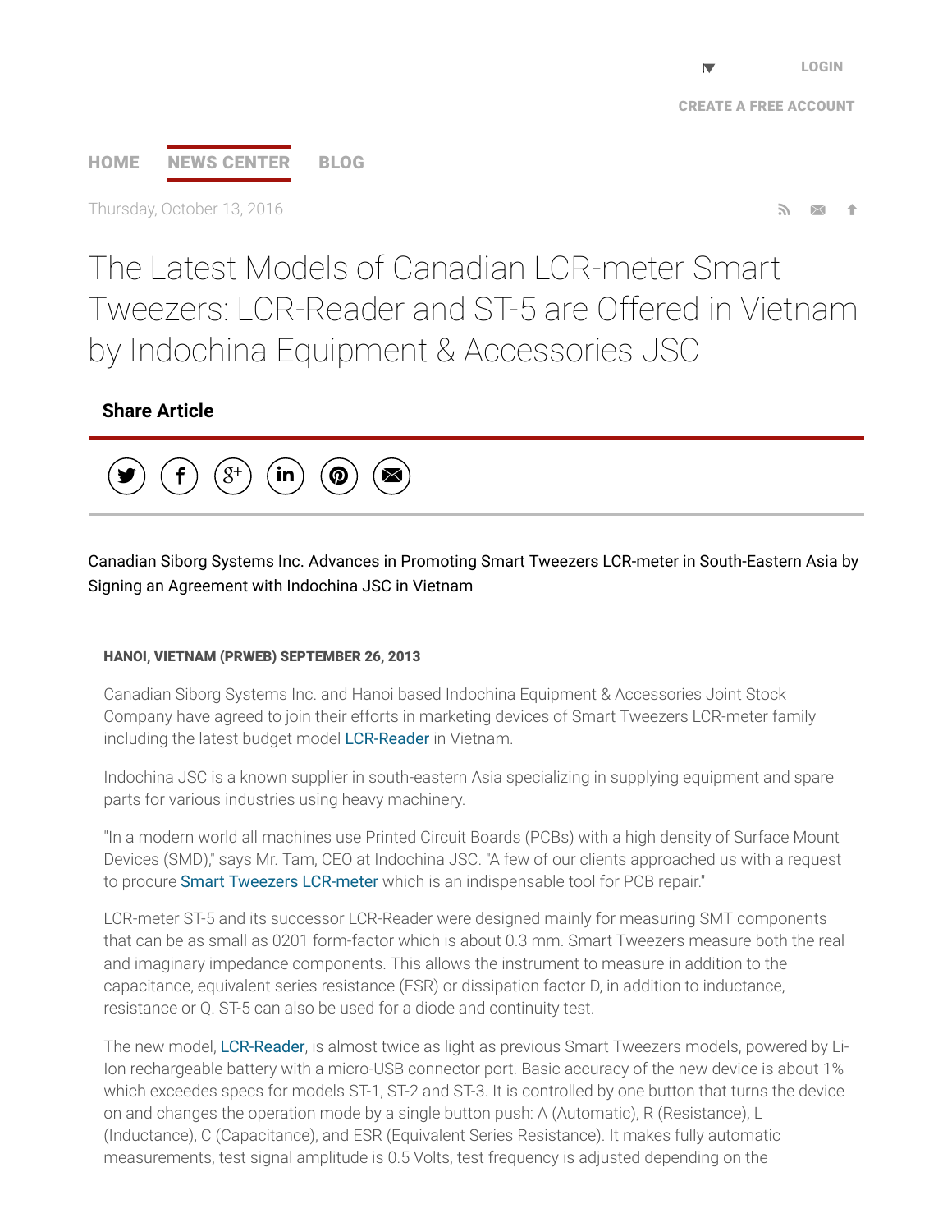Thursday, October 13, 2016

# The Latest Models of Canadian LCR-meter Smart Tweezers: LCR-Reader and ST-5 are Offered in Vietnam by Indochina Equipment & Accessories JSC

**Share Article**

Canadian Siborg Systems Inc. Advances in Promoting Smart Tweezers LCR-meter in South-Eastern Asia by Signing an Agreement with Indochina JSC in Vietnam

**HANOI, VIETNAM (PRWEB) SEPTEMBER 26, 2013**

Canadian Siborg Systems Inc. and Hanoi based Indochina Equipment & Accessories Joint Stock Company have agreed to join their efforts in marketing devices of Smart Tweezers LCR-meter family including the latest budget model LCR-Reader in Vietnam.

Indochina JSC is a known supplier in south-eastern Asia specializing in supplying equipment and spare parts for various industries using heavy machinery.

"In a modern world all machines use Printed Circuit Boards (PCBs) with a high density of Surface Mount Devices (SMD)," says Mr. Tam, CEO at Indochina JSC. "A few of our clients approached us with a request to procure Smart Tweezers LCR-meter which is an indispensable tool for PCB repair."

LCR-meter ST-5 and its successor LCR-Reader were designed mainly for measuring SMT components that can be as small as 0201 form-factor which is about 0.3 mm. Smart Tweezers measure both the real and imaginary impedance components. This allows the instrument to measure in addition to the capacitance, equivalent series resistance (ESR) or dissipation factor D, in addition to inductance, resistance or Q. ST-5 can also be used for a diode and continuity test.

The new model, LCR-Reader, is almost twice as light as previous Smart Tweezers models, powered by Li-Ion rechargeable battery with a micro-USB connector port. Basic accuracy of the new device is about 1% which exceedes specs for models ST-1, ST-2 and ST-3. It is controlled by one button that turns the device on and changes the operation mode by a single button push: A (Automatic), R (Resistance), L (Inductance), C (Capacitance), and ESR (Equivalent Series Resistance). It makes fully automatic measurements, test signal amplitude is 0.5 Volts, test frequency is adjusted depending on the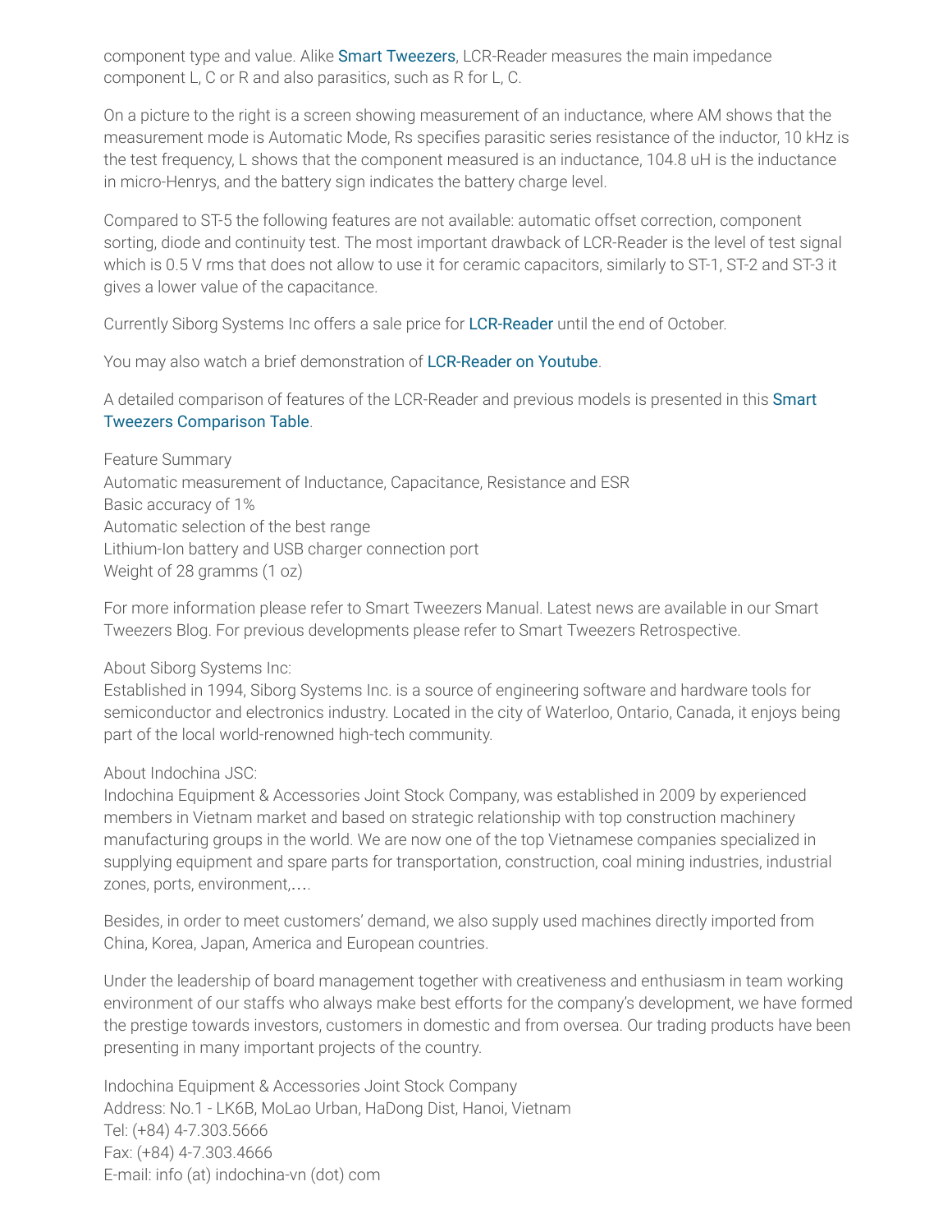component type and value. Alike Smart Tweezers, LCR-Reader measures the main impedance component L, C or R and also parasitics, such as R for L, C.

On a picture to the right is a screen showing measurement of an inductance, where AM shows that the measurement mode is Automatic Mode, Rs specifies parasitic series resistance of the inductor, 10 kHz is the test frequency, L shows that the component measured is an inductance, 104.8 uH is the inductance in micro-Henrys, and the battery sign indicates the battery charge level.

Compared to ST-5 the following features are not available: automatic offset correction, component sorting, diode and continuity test. The most important drawback of LCR-Reader is the level of test signal which is 0.5 V rms that does not allow to use it for ceramic capacitors, similarly to ST-1, ST-2 and ST-3 it gives a lower value of the capacitance.

Currently Siborg Systems Inc offers a sale price for LCR-Reader until the end of October.

You may also watch a brief demonstration of LCR-Reader on Youtube.

A detailed comparison of features of the LCR-Reader and previous models is presented in this Smart Tweezers Comparison Table.

Feature Summary
Automatic measurement of Inductance, Capacitance, Resistance and ESR
Basic accuracy of 1%
Automatic selection of the best range
Lithium-Ion battery and USB charger connection port
Weight of 28 gramms (1 oz)

For more information please refer to Smart Tweezers Manual. Latest news are available in our Smart Tweezers Blog. For previous developments please refer to Smart Tweezers Retrospective.

About Siborg Systems Inc:
Established in 1994, Siborg Systems Inc. is a source of engineering software and hardware tools for semiconductor and electronics industry. Located in the city of Waterloo, Ontario, Canada, it enjoys being part of the local world-renowned high-tech community.

About Indochina JSC:
Indochina Equipment & Accessories Joint Stock Company, was established in 2009 by experienced members in Vietnam market and based on strategic relationship with top construction machinery manufacturing groups in the world. We are now one of the top Vietnamese companies specialized in supplying equipment and spare parts for transportation, construction, coal mining industries, industrial zones, ports, environment,….

Besides, in order to meet customers' demand, we also supply used machines directly imported from China, Korea, Japan, America and European countries.

Under the leadership of board management together with creativeness and enthusiasm in team working environment of our staffs who always make best efforts for the company's development, we have formed the prestige towards investors, customers in domestic and from oversea. Our trading products have been presenting in many important projects of the country.

Indochina Equipment & Accessories Joint Stock Company
Address: No.1 - LK6B, MoLao Urban, HaDong Dist, Hanoi, Vietnam
Tel: (+84) 4-7.303.5666
Fax: (+84) 4-7.303.4666
E-mail: info (at) indochina-vn (dot) com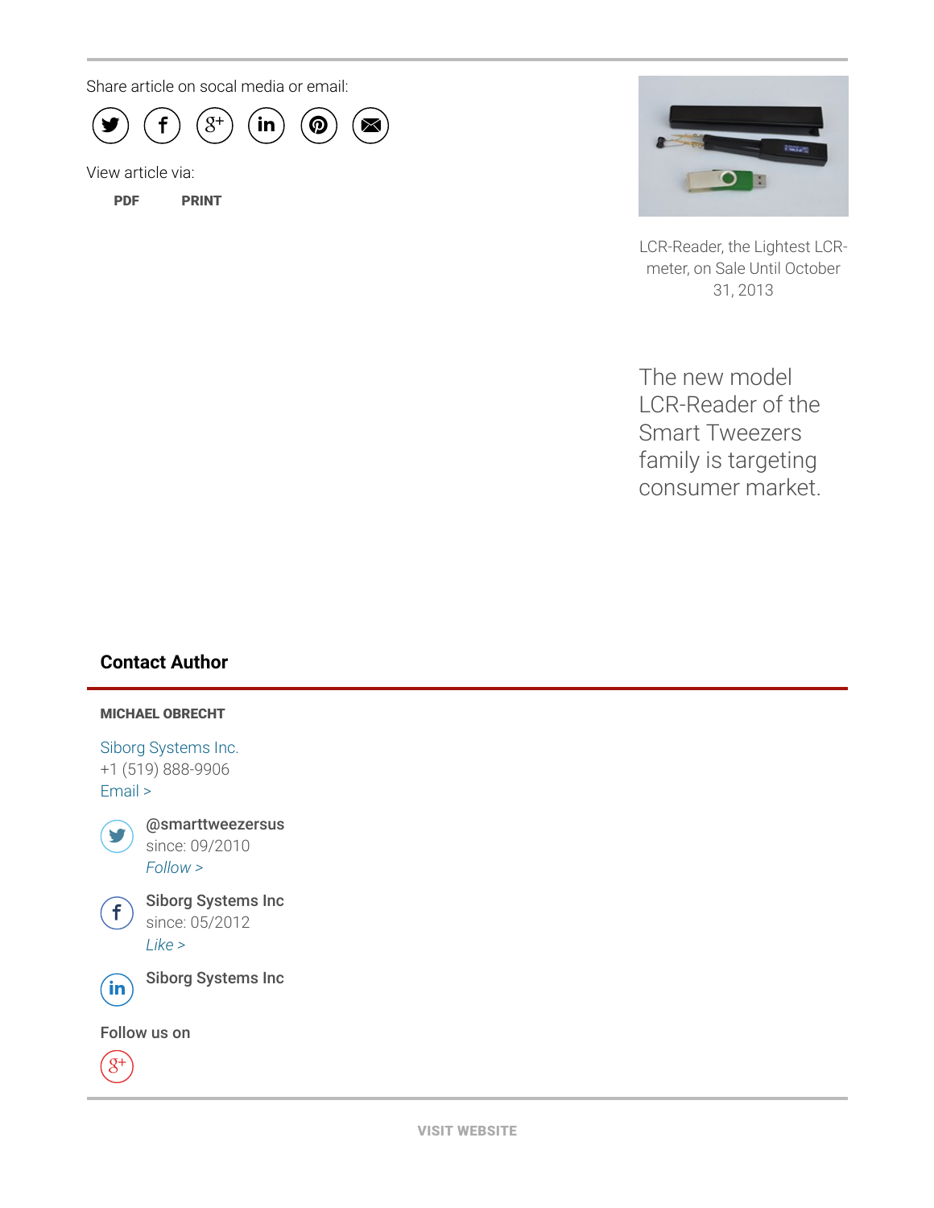Share article on socal media or email:

View article via:

PDF PRINT

LCR-Reader, the Lightest LCR-meter, on Sale Until October 31, 2013

The new model LCR-Reader of the Smart Tweezers family is targeting consumer market.

## Contact Author

**MICHAEL OBRECHT**

Siborg Systems Inc.
+1 (519) 888-9906
Email >

**@smarttweezersus**
since: 09/2010
*Follow >*

**Siborg Systems Inc**
since: 05/2012
*Like >*

**Siborg Systems Inc**

Follow us on

VISIT WEBSITE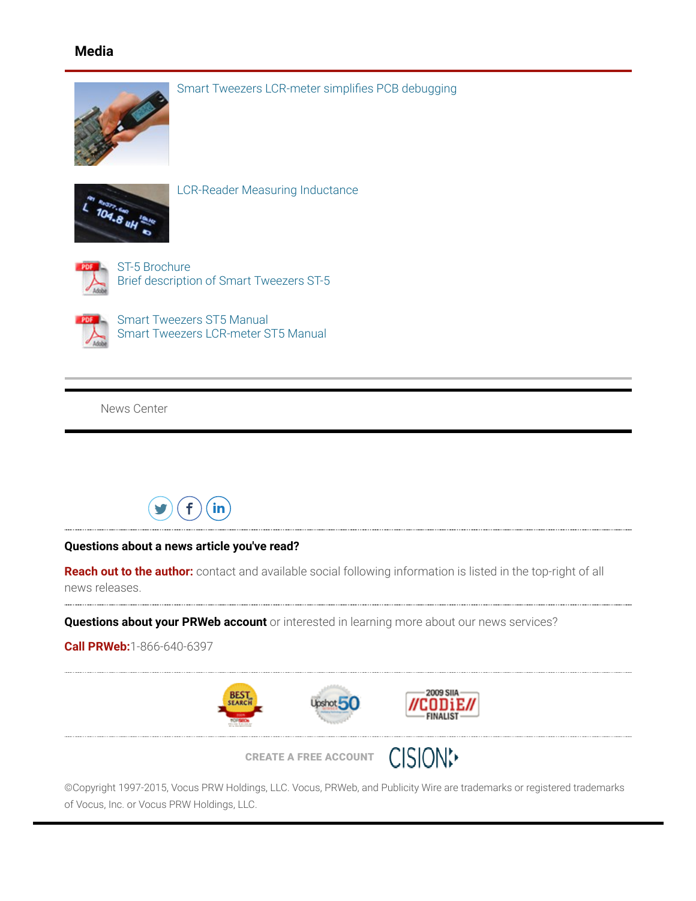## Media

Smart Tweezers LCR-meter simplifies PCB debugging

LCR-Reader Measuring Inductance

ST-5 Brochure
Brief description of Smart Tweezers ST-5

Smart Tweezers ST5 Manual
Smart Tweezers LCR-meter ST5 Manual

News Center

**Questions about a news article you've read?**

**Reach out to the author:** contact and available social following information is listed in the top-right of all news releases.

**Questions about your PRWeb account** or interested in learning more about our news services?

**Call PRWeb:**1-866-640-6397

CREATE A FREE ACCOUNT

©Copyright 1997-2015, Vocus PRW Holdings, LLC. Vocus, PRWeb, and Publicity Wire are trademarks or registered trademarks of Vocus, Inc. or Vocus PRW Holdings, LLC.